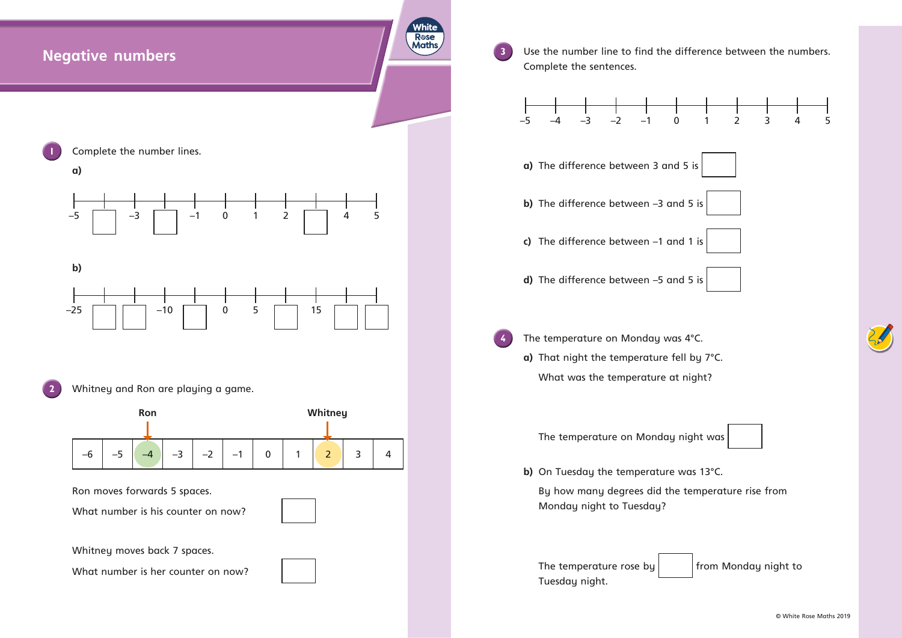# Negative numbers

**1** Complete the number lines.

**a)**

–5 ☐ –3 ☐ –1 0 1 2 ☐ 4 5

**b)**

–25 ☐ ☐ –10 ☐ 0 5 ☐ 15 ☐ ☐

**2** Whitney and Ron are playing a game.

| –6 | –5 | –4 | –3 | –2 | –1 | 0 | 1 | 2 | 3 | 4 |
|---|---|---|---|---|---|---|---|---|---|---|

Ron's counter is on –4. Whitney's counter is on 2.

Ron moves forwards 5 spaces.

What number is his counter on now? ☐

Whitney moves back 7 spaces.

What number is her counter on now? ☐

**3** Use the number line to find the difference between the numbers. Complete the sentences.

–5 –4 –3 –2 –1 0 1 2 3 4 5

**a)** The difference between 3 and 5 is ☐

**b)** The difference between –3 and 5 is ☐

**c)** The difference between –1 and 1 is ☐

**d)** The difference between –5 and 5 is ☐

**4** The temperature on Monday was 4°C.

**a)** That night the temperature fell by 7°C.

What was the temperature at night?

The temperature on Monday night was ☐

**b)** On Tuesday the temperature was 13°C.

By how many degrees did the temperature rise from Monday night to Tuesday?

The temperature rose by ☐ from Monday night to Tuesday night.

© White Rose Maths 2019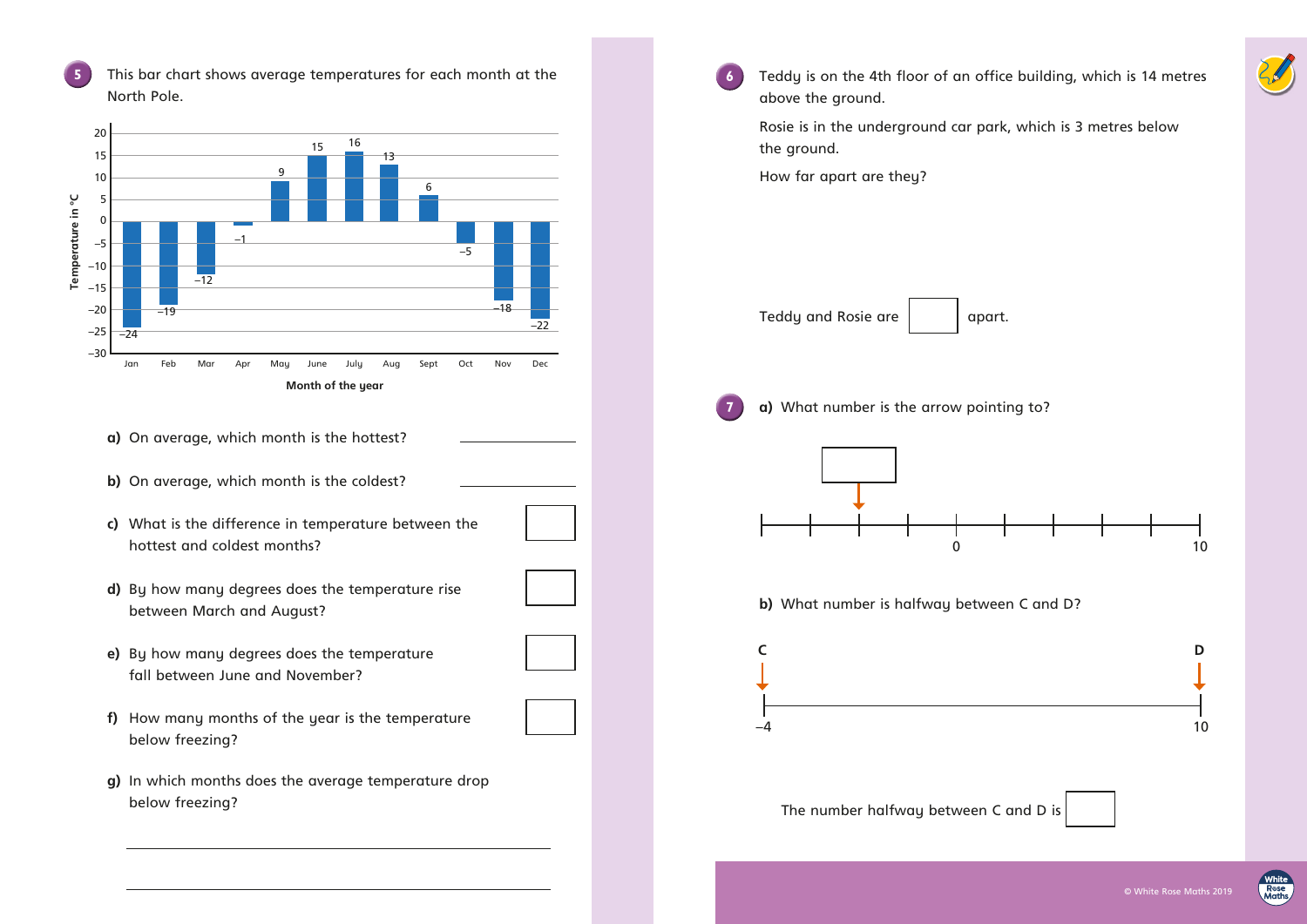**5** This bar chart shows average temperatures for each month at the North Pole.

Temperature in °C

20
15
10
5
0
−5
−10
−15
−20
−25
−30

Jan Feb Mar Apr May June July Aug Sept Oct Nov Dec

−24 −19 −12 −1 9 15 16 13 6 −5 −18 −22

Month of the year

**a)** On average, which month is the hottest? \_\_\_\_\_\_\_\_\_\_

**b)** On average, which month is the coldest? \_\_\_\_\_\_\_\_\_\_

**c)** What is the difference in temperature between the hottest and coldest months? ☐

**d)** By how many degrees does the temperature rise between March and August? ☐

**e)** By how many degrees does the temperature fall between June and November? ☐

**f)** How many months of the year is the temperature below freezing? ☐

**g)** In which months does the average temperature drop below freezing?

\_\_\_\_\_\_\_\_\_\_\_\_\_\_\_\_\_\_\_\_\_\_\_\_\_\_\_\_\_\_\_\_\_\_\_\_\_\_\_\_

\_\_\_\_\_\_\_\_\_\_\_\_\_\_\_\_\_\_\_\_\_\_\_\_\_\_\_\_\_\_\_\_\_\_\_\_\_\_\_\_

**6** Teddy is on the 4th floor of an office building, which is 14 metres above the ground.

Rosie is in the underground car park, which is 3 metres below the ground.

How far apart are they?

Teddy and Rosie are ☐ apart.

**7** **a)** What number is the arrow pointing to?

0
10

**b)** What number is halfway between C and D?

C
D
−4
10

The number halfway between C and D is ☐